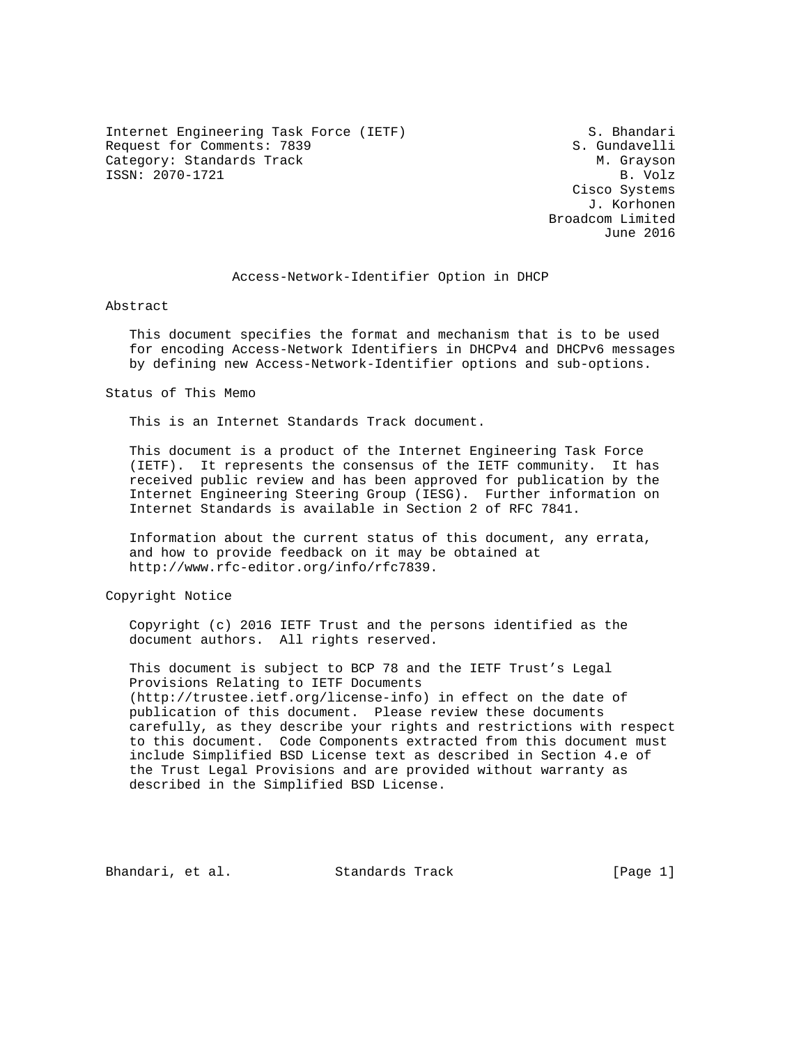Internet Engineering Task Force (IETF) S. Bhandari
Request for Comments: 7839 S. Gundavelli
Category: Standards Track M. Grayson
ISSN: 2070-1721 B. Volz
Cisco Systems
J. Korhonen
Broadcom Limited
June 2016

# Access-Network-Identifier Option in DHCP

## Abstract

This document specifies the format and mechanism that is to be used for encoding Access-Network Identifiers in DHCPv4 and DHCPv6 messages by defining new Access-Network-Identifier options and sub-options.

## Status of This Memo

This is an Internet Standards Track document.

This document is a product of the Internet Engineering Task Force (IETF). It represents the consensus of the IETF community. It has received public review and has been approved for publication by the Internet Engineering Steering Group (IESG). Further information on Internet Standards is available in Section 2 of RFC 7841.

Information about the current status of this document, any errata, and how to provide feedback on it may be obtained at http://www.rfc-editor.org/info/rfc7839.

## Copyright Notice

Copyright (c) 2016 IETF Trust and the persons identified as the document authors. All rights reserved.

This document is subject to BCP 78 and the IETF Trust's Legal Provisions Relating to IETF Documents (http://trustee.ietf.org/license-info) in effect on the date of publication of this document. Please review these documents carefully, as they describe your rights and restrictions with respect to this document. Code Components extracted from this document must include Simplified BSD License text as described in Section 4.e of the Trust Legal Provisions and are provided without warranty as described in the Simplified BSD License.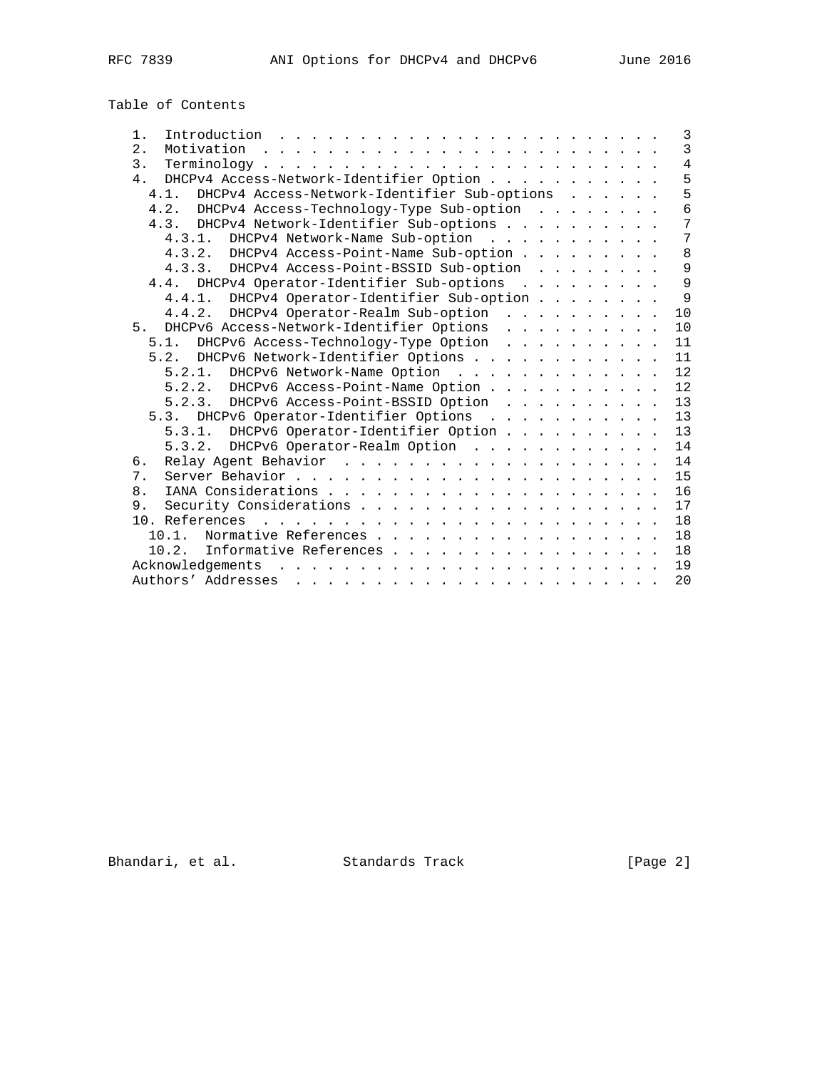Table of Contents

```
   1.  Introduction  . . . . . . . . . . . . . . . . . . . . . . . .   3
   2.  Motivation  . . . . . . . . . . . . . . . . . . . . . . . . .   3
   3.  Terminology . . . . . . . . . . . . . . . . . . . . . . . . .   4
   4.  DHCPv4 Access-Network-Identifier Option . . . . . . . . . . .   5
     4.1.  DHCPv4 Access-Network-Identifier Sub-options  . . . . . .   5
     4.2.  DHCPv4 Access-Technology-Type Sub-option  . . . . . . . .   6
     4.3.  DHCPv4 Network-Identifier Sub-options . . . . . . . . . .   7
       4.3.1.  DHCPv4 Network-Name Sub-option  . . . . . . . . . . .   7
       4.3.2.  DHCPv4 Access-Point-Name Sub-option . . . . . . . . .   8
       4.3.3.  DHCPv4 Access-Point-BSSID Sub-option  . . . . . . . .   9
     4.4.  DHCPv4 Operator-Identifier Sub-options  . . . . . . . . .   9
       4.4.1.  DHCPv4 Operator-Identifier Sub-option . . . . . . . .   9
       4.4.2.  DHCPv4 Operator-Realm Sub-option  . . . . . . . . . .  10
   5.  DHCPv6 Access-Network-Identifier Options  . . . . . . . . . .  10
     5.1.  DHCPv6 Access-Technology-Type Option  . . . . . . . . . .  11
     5.2.  DHCPv6 Network-Identifier Options . . . . . . . . . . . .  11
       5.2.1.  DHCPv6 Network-Name Option  . . . . . . . . . . . . .  12
       5.2.2.  DHCPv6 Access-Point-Name Option . . . . . . . . . . .  12
       5.2.3.  DHCPv6 Access-Point-BSSID Option  . . . . . . . . . .  13
     5.3.  DHCPv6 Operator-Identifier Options  . . . . . . . . . . .  13
       5.3.1.  DHCPv6 Operator-Identifier Option . . . . . . . . . .  13
       5.3.2.  DHCPv6 Operator-Realm Option  . . . . . . . . . . . .  14
   6.  Relay Agent Behavior  . . . . . . . . . . . . . . . . . . . .  14
   7.  Server Behavior . . . . . . . . . . . . . . . . . . . . . . .  15
   8.  IANA Considerations . . . . . . . . . . . . . . . . . . . . .  16
   9.  Security Considerations . . . . . . . . . . . . . . . . . . .  17
   10. References  . . . . . . . . . . . . . . . . . . . . . . . . .  18
     10.1.  Normative References . . . . . . . . . . . . . . . . . .  18
     10.2.  Informative References . . . . . . . . . . . . . . . . .  18
   Acknowledgements  . . . . . . . . . . . . . . . . . . . . . . . .  19
   Authors' Addresses  . . . . . . . . . . . . . . . . . . . . . . .  20
```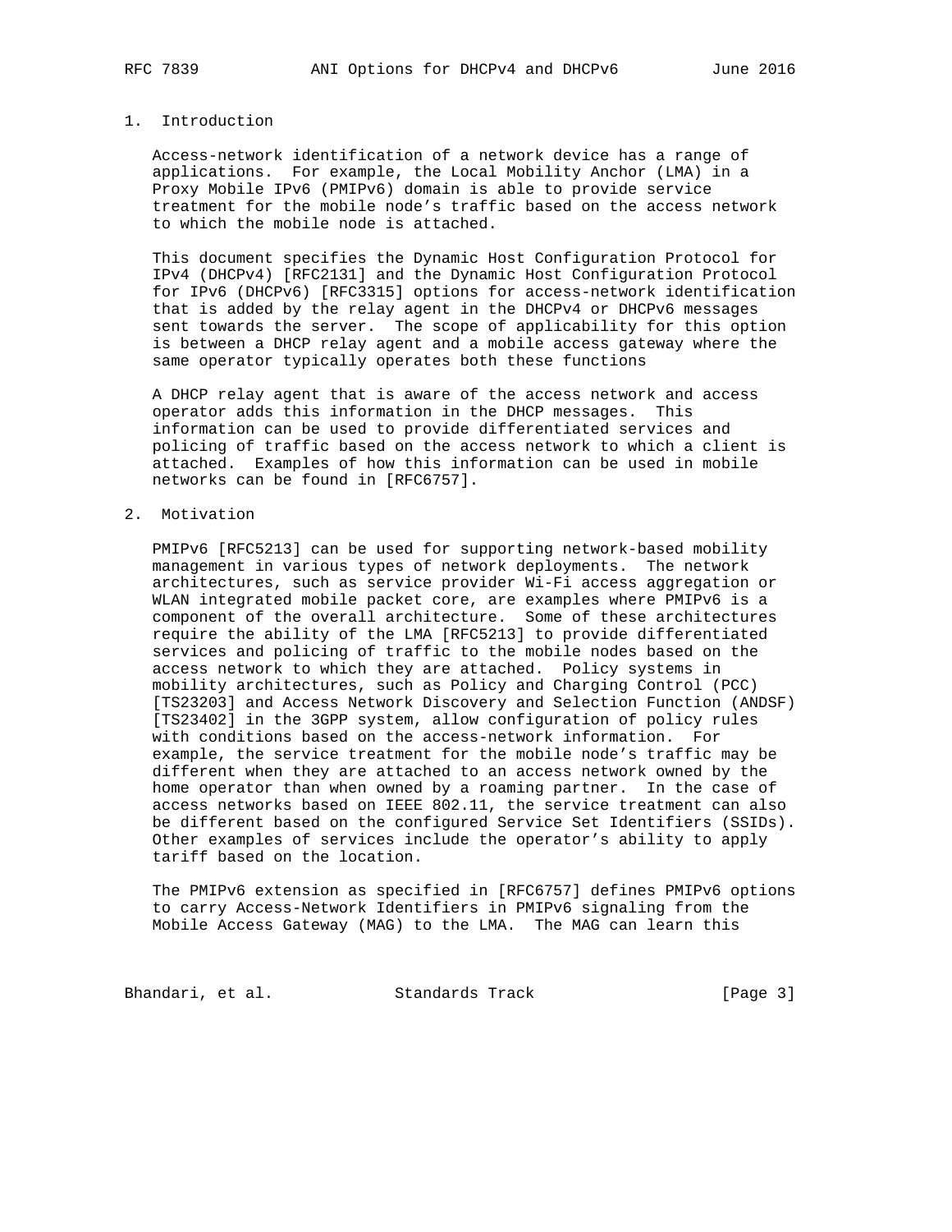## 1. Introduction

Access-network identification of a network device has a range of applications. For example, the Local Mobility Anchor (LMA) in a Proxy Mobile IPv6 (PMIPv6) domain is able to provide service treatment for the mobile node's traffic based on the access network to which the mobile node is attached.

This document specifies the Dynamic Host Configuration Protocol for IPv4 (DHCPv4) [RFC2131] and the Dynamic Host Configuration Protocol for IPv6 (DHCPv6) [RFC3315] options for access-network identification that is added by the relay agent in the DHCPv4 or DHCPv6 messages sent towards the server. The scope of applicability for this option is between a DHCP relay agent and a mobile access gateway where the same operator typically operates both these functions

A DHCP relay agent that is aware of the access network and access operator adds this information in the DHCP messages. This information can be used to provide differentiated services and policing of traffic based on the access network to which a client is attached. Examples of how this information can be used in mobile networks can be found in [RFC6757].

## 2. Motivation

PMIPv6 [RFC5213] can be used for supporting network-based mobility management in various types of network deployments. The network architectures, such as service provider Wi-Fi access aggregation or WLAN integrated mobile packet core, are examples where PMIPv6 is a component of the overall architecture. Some of these architectures require the ability of the LMA [RFC5213] to provide differentiated services and policing of traffic to the mobile nodes based on the access network to which they are attached. Policy systems in mobility architectures, such as Policy and Charging Control (PCC) [TS23203] and Access Network Discovery and Selection Function (ANDSF) [TS23402] in the 3GPP system, allow configuration of policy rules with conditions based on the access-network information. For example, the service treatment for the mobile node's traffic may be different when they are attached to an access network owned by the home operator than when owned by a roaming partner. In the case of access networks based on IEEE 802.11, the service treatment can also be different based on the configured Service Set Identifiers (SSIDs). Other examples of services include the operator's ability to apply tariff based on the location.

The PMIPv6 extension as specified in [RFC6757] defines PMIPv6 options to carry Access-Network Identifiers in PMIPv6 signaling from the Mobile Access Gateway (MAG) to the LMA. The MAG can learn this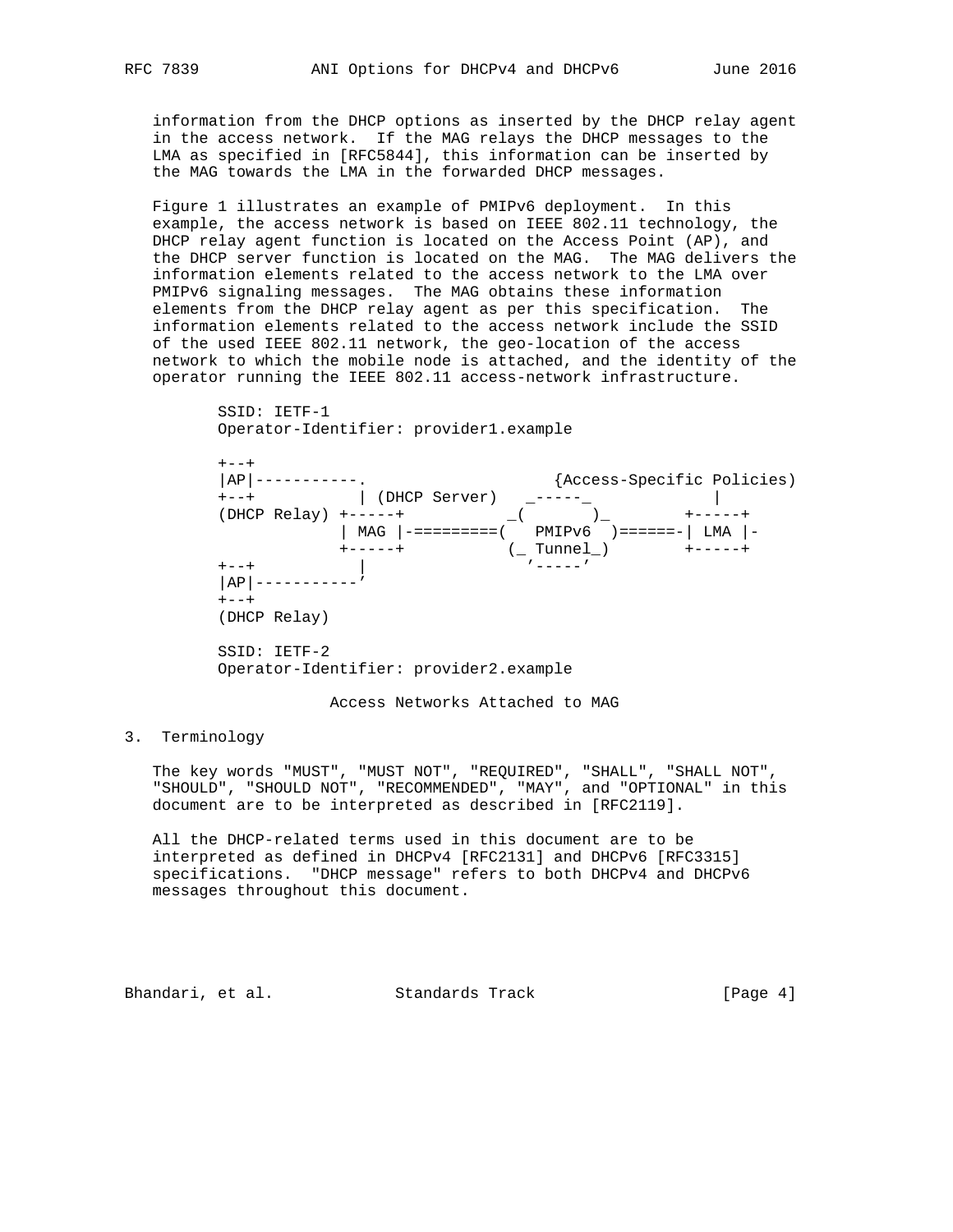information from the DHCP options as inserted by the DHCP relay agent in the access network. If the MAG relays the DHCP messages to the LMA as specified in [RFC5844], this information can be inserted by the MAG towards the LMA in the forwarded DHCP messages.

Figure 1 illustrates an example of PMIPv6 deployment. In this example, the access network is based on IEEE 802.11 technology, the DHCP relay agent function is located on the Access Point (AP), and the DHCP server function is located on the MAG. The MAG delivers the information elements related to the access network to the LMA over PMIPv6 signaling messages. The MAG obtains these information elements from the DHCP relay agent as per this specification. The information elements related to the access network include the SSID of the used IEEE 802.11 network, the geo-location of the access network to which the mobile node is attached, and the identity of the operator running the IEEE 802.11 access-network infrastructure.

```
     SSID: IETF-1
     Operator-Identifier: provider1.example

     +--+
     |AP|-----------.                     {Access-Specific Policies)
     +--+           | (DHCP Server)   _-----_             |
     (DHCP Relay) +-----+           _(       )_        +-----+
                  | MAG |-=========(   PMIPv6  )======-| LMA |-
                  +-----+          (_ Tunnel_)         +-----+
     +--+           |                '-----'
     |AP|-----------'
     +--+
     (DHCP Relay)

     SSID: IETF-2
     Operator-Identifier: provider2.example

                 Access Networks Attached to MAG
```

## 3. Terminology

The key words "MUST", "MUST NOT", "REQUIRED", "SHALL", "SHALL NOT", "SHOULD", "SHOULD NOT", "RECOMMENDED", "MAY", and "OPTIONAL" in this document are to be interpreted as described in [RFC2119].

All the DHCP-related terms used in this document are to be interpreted as defined in DHCPv4 [RFC2131] and DHCPv6 [RFC3315] specifications. "DHCP message" refers to both DHCPv4 and DHCPv6 messages throughout this document.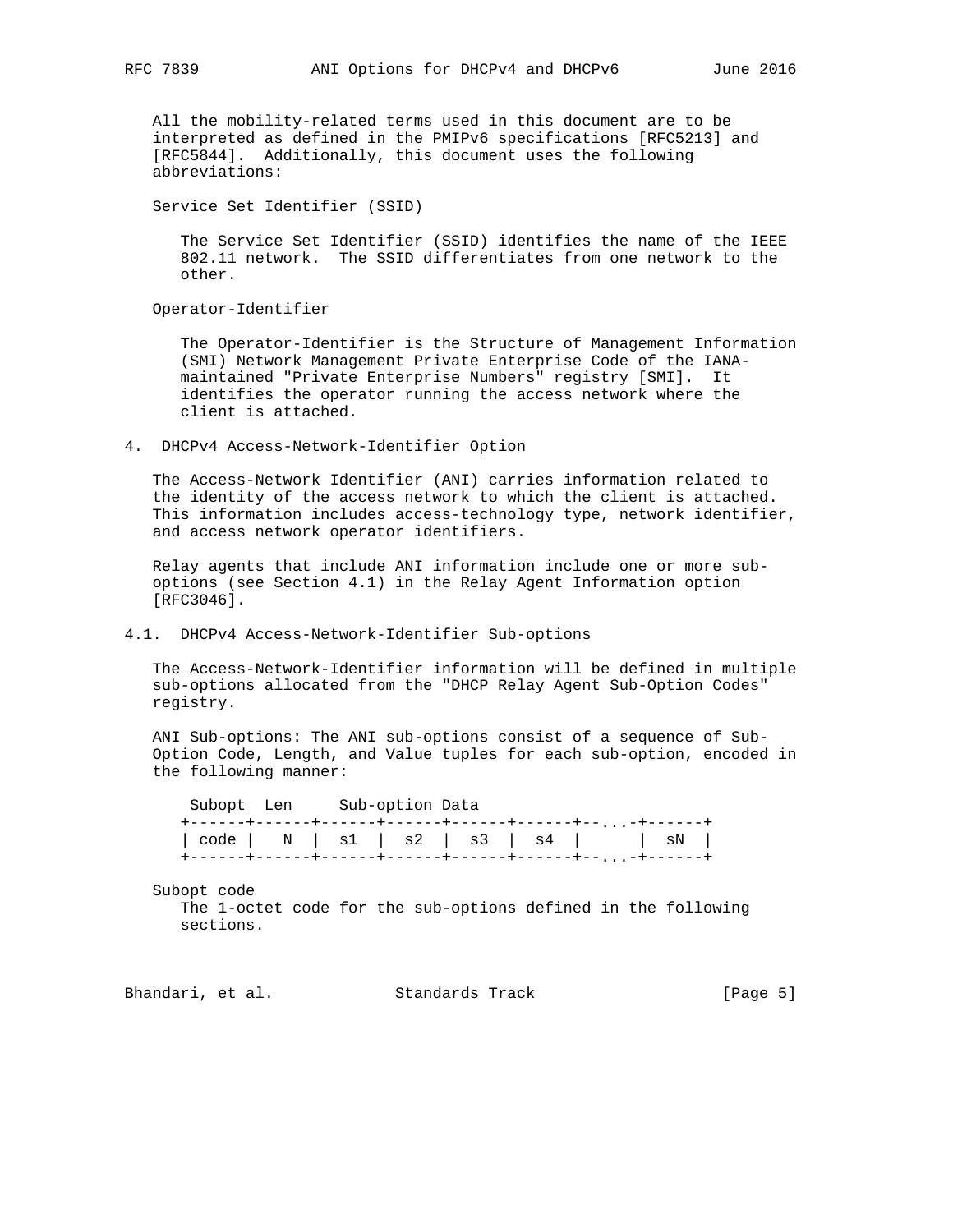All the mobility-related terms used in this document are to be interpreted as defined in the PMIPv6 specifications [RFC5213] and [RFC5844]. Additionally, this document uses the following abbreviations:

Service Set Identifier (SSID)

The Service Set Identifier (SSID) identifies the name of the IEEE 802.11 network. The SSID differentiates from one network to the other.

Operator-Identifier

The Operator-Identifier is the Structure of Management Information (SMI) Network Management Private Enterprise Code of the IANA-maintained "Private Enterprise Numbers" registry [SMI]. It identifies the operator running the access network where the client is attached.

## 4. DHCPv4 Access-Network-Identifier Option

The Access-Network Identifier (ANI) carries information related to the identity of the access network to which the client is attached. This information includes access-technology type, network identifier, and access network operator identifiers.

Relay agents that include ANI information include one or more sub-options (see Section 4.1) in the Relay Agent Information option [RFC3046].

### 4.1. DHCPv4 Access-Network-Identifier Sub-options

The Access-Network-Identifier information will be defined in multiple sub-options allocated from the "DHCP Relay Agent Sub-Option Codes" registry.

ANI Sub-options: The ANI sub-options consist of a sequence of Sub-Option Code, Length, and Value tuples for each sub-option, encoded in the following manner:

```
 Subopt  Len     Sub-option Data
+------+------+------+------+------+------+--...-+------+
| code |   N  |  s1  |  s2  |  s3  |  s4  |      |  sN  |
+------+------+------+------+------+------+--...-+------+
```

Subopt code
The 1-octet code for the sub-options defined in the following sections.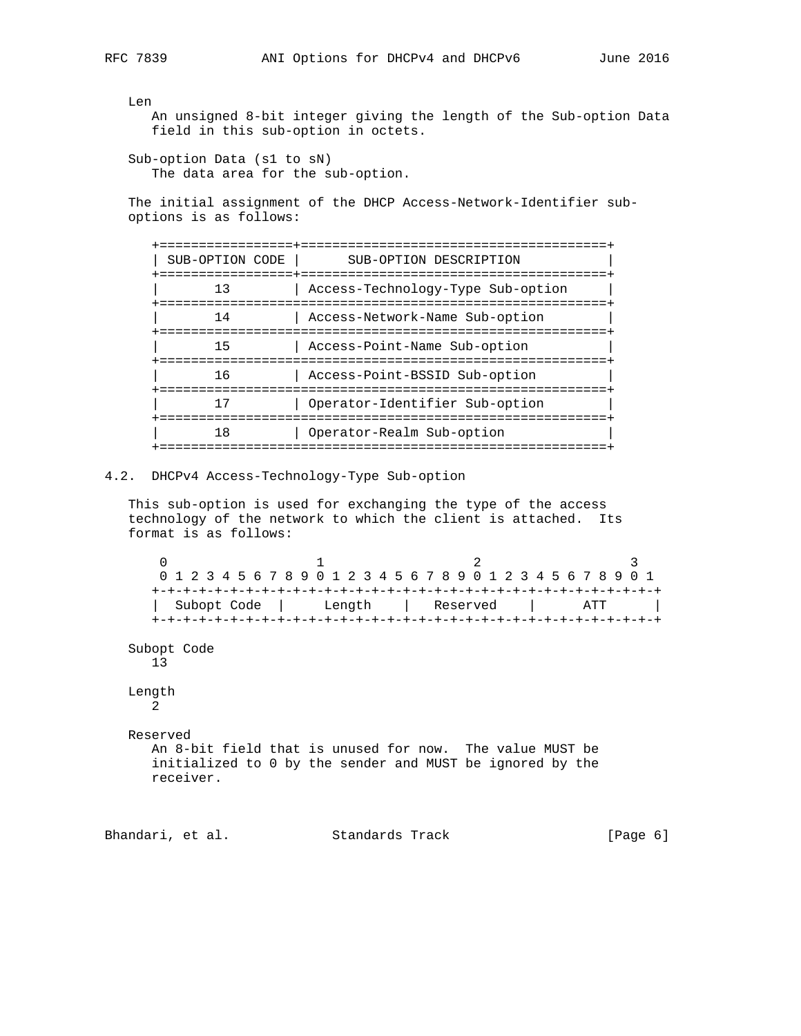Len
An unsigned 8-bit integer giving the length of the Sub-option Data field in this sub-option in octets.

Sub-option Data (s1 to sN)
The data area for the sub-option.

The initial assignment of the DHCP Access-Network-Identifier sub-options is as follows:

| SUB-OPTION CODE | SUB-OPTION DESCRIPTION |
|---|---|
| 13 | Access-Technology-Type Sub-option |
| 14 | Access-Network-Name Sub-option |
| 15 | Access-Point-Name Sub-option |
| 16 | Access-Point-BSSID Sub-option |
| 17 | Operator-Identifier Sub-option |
| 18 | Operator-Realm Sub-option |

### 4.2. DHCPv4 Access-Technology-Type Sub-option

This sub-option is used for exchanging the type of the access technology of the network to which the client is attached. Its format is as follows:

```
 0                   1                   2                   3
 0 1 2 3 4 5 6 7 8 9 0 1 2 3 4 5 6 7 8 9 0 1 2 3 4 5 6 7 8 9 0 1
+-+-+-+-+-+-+-+-+-+-+-+-+-+-+-+-+-+-+-+-+-+-+-+-+-+-+-+-+-+-+-+-+
|  Subopt Code  |     Length    |    Reserved   |      ATT      |
+-+-+-+-+-+-+-+-+-+-+-+-+-+-+-+-+-+-+-+-+-+-+-+-+-+-+-+-+-+-+-+-+
```

Subopt Code
13

Length
2

Reserved
An 8-bit field that is unused for now. The value MUST be initialized to 0 by the sender and MUST be ignored by the receiver.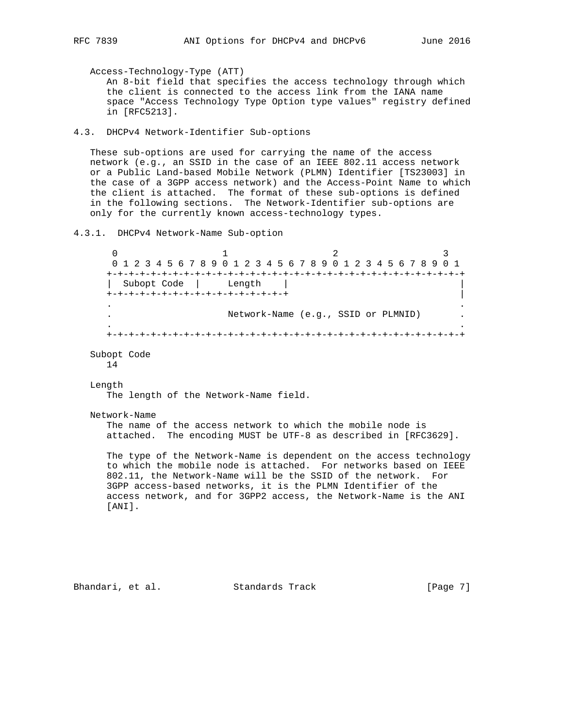Access-Technology-Type (ATT)
An 8-bit field that specifies the access technology through which the client is connected to the access link from the IANA name space "Access Technology Type Option type values" registry defined in [RFC5213].

### 4.3. DHCPv4 Network-Identifier Sub-options

These sub-options are used for carrying the name of the access network (e.g., an SSID in the case of an IEEE 802.11 access network or a Public Land-based Mobile Network (PLMN) Identifier [TS23003] in the case of a 3GPP access network) and the Access-Point Name to which the client is attached. The format of these sub-options is defined in the following sections. The Network-Identifier sub-options are only for the currently known access-technology types.

#### 4.3.1. DHCPv4 Network-Name Sub-option

```
 0                   1                   2                   3
 0 1 2 3 4 5 6 7 8 9 0 1 2 3 4 5 6 7 8 9 0 1 2 3 4 5 6 7 8 9 0 1
+-+-+-+-+-+-+-+-+-+-+-+-+-+-+-+-+-+-+-+-+-+-+-+-+-+-+-+-+-+-+-+-+
|  Subopt Code  |     Length    |                               |
+-+-+-+-+-+-+-+-+-+-+-+-+-+-+-+-+                               |
.                                                               .
.                    Network-Name (e.g., SSID or PLMNID)        .
.                                                               .
+-+-+-+-+-+-+-+-+-+-+-+-+-+-+-+-+-+-+-+-+-+-+-+-+-+-+-+-+-+-+-+-+
```

Subopt Code
14

Length
The length of the Network-Name field.

Network-Name
The name of the access network to which the mobile node is attached. The encoding MUST be UTF-8 as described in [RFC3629].

The type of the Network-Name is dependent on the access technology to which the mobile node is attached. For networks based on IEEE 802.11, the Network-Name will be the SSID of the network. For 3GPP access-based networks, it is the PLMN Identifier of the access network, and for 3GPP2 access, the Network-Name is the ANI [ANI].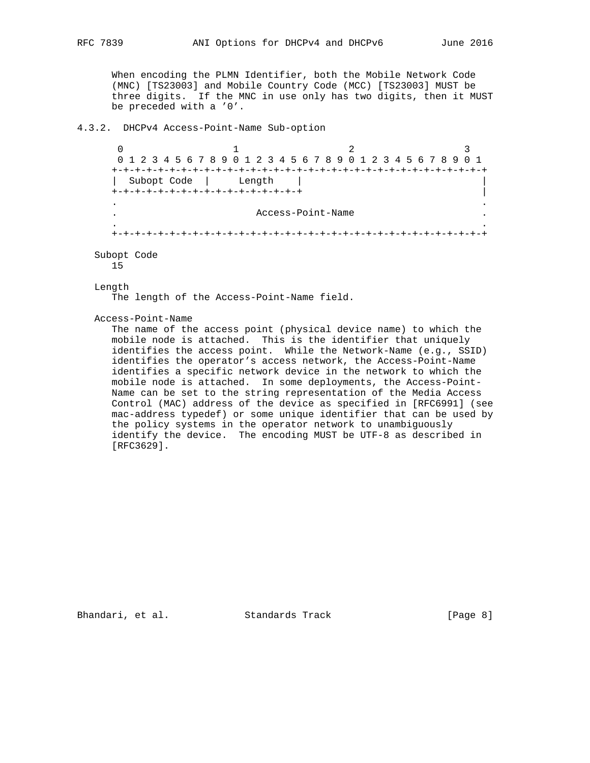When encoding the PLMN Identifier, both the Mobile Network Code (MNC) [TS23003] and Mobile Country Code (MCC) [TS23003] MUST be three digits. If the MNC in use only has two digits, then it MUST be preceded with a '0'.

### 4.3.2. DHCPv4 Access-Point-Name Sub-option

```
 0                   1                   2                   3
 0 1 2 3 4 5 6 7 8 9 0 1 2 3 4 5 6 7 8 9 0 1 2 3 4 5 6 7 8 9 0 1
+-+-+-+-+-+-+-+-+-+-+-+-+-+-+-+-+-+-+-+-+-+-+-+-+-+-+-+-+-+-+-+-+
|  Subopt Code  |     Length    |                               |
+-+-+-+-+-+-+-+-+-+-+-+-+-+-+-+-+                               |
.                                                               .
.                       Access-Point-Name                       .
.                                                               .
+-+-+-+-+-+-+-+-+-+-+-+-+-+-+-+-+-+-+-+-+-+-+-+-+-+-+-+-+-+-+-+-+
```

Subopt Code
   15

Length
   The length of the Access-Point-Name field.

Access-Point-Name
   The name of the access point (physical device name) to which the mobile node is attached. This is the identifier that uniquely identifies the access point. While the Network-Name (e.g., SSID) identifies the operator's access network, the Access-Point-Name identifies a specific network device in the network to which the mobile node is attached. In some deployments, the Access-Point-Name can be set to the string representation of the Media Access Control (MAC) address of the device as specified in [RFC6991] (see mac-address typedef) or some unique identifier that can be used by the policy systems in the operator network to unambiguously identify the device. The encoding MUST be UTF-8 as described in [RFC3629].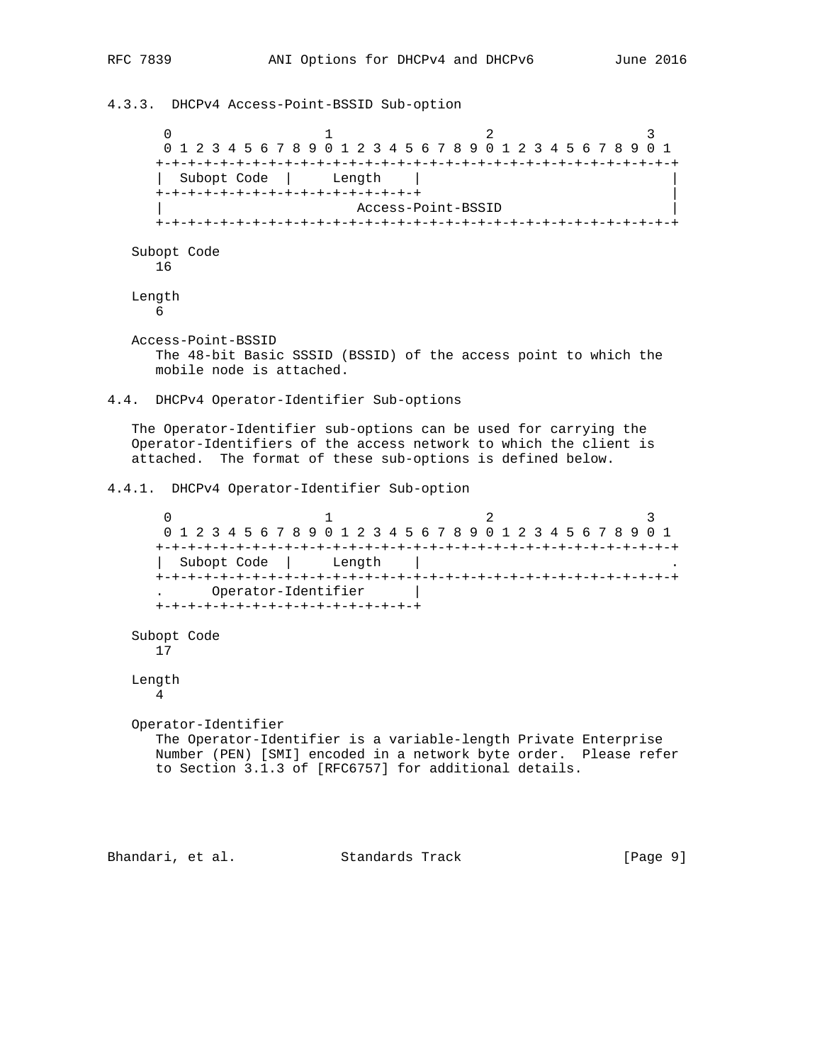### 4.3.3. DHCPv4 Access-Point-BSSID Sub-option

```
 0                   1                   2                   3
 0 1 2 3 4 5 6 7 8 9 0 1 2 3 4 5 6 7 8 9 0 1 2 3 4 5 6 7 8 9 0 1
+-+-+-+-+-+-+-+-+-+-+-+-+-+-+-+-+-+-+-+-+-+-+-+-+-+-+-+-+-+-+-+-+
|  Subopt Code  |     Length    |                               |
+-+-+-+-+-+-+-+-+-+-+-+-+-+-+-+-+                               |
|                           Access-Point-BSSID                  |
+-+-+-+-+-+-+-+-+-+-+-+-+-+-+-+-+-+-+-+-+-+-+-+-+-+-+-+-+-+-+-+-+
```

Subopt Code
16

Length
6

Access-Point-BSSID
The 48-bit Basic SSSID (BSSID) of the access point to which the mobile node is attached.

## 4.4. DHCPv4 Operator-Identifier Sub-options

The Operator-Identifier sub-options can be used for carrying the Operator-Identifiers of the access network to which the client is attached. The format of these sub-options is defined below.

### 4.4.1. DHCPv4 Operator-Identifier Sub-option

```
 0                   1                   2                   3
 0 1 2 3 4 5 6 7 8 9 0 1 2 3 4 5 6 7 8 9 0 1 2 3 4 5 6 7 8 9 0 1
+-+-+-+-+-+-+-+-+-+-+-+-+-+-+-+-+-+-+-+-+-+-+-+-+-+-+-+-+-+-+-+-+
|  Subopt Code  |     Length    |                               .
+-+-+-+-+-+-+-+-+-+-+-+-+-+-+-+-+-+-+-+-+-+-+-+-+-+-+-+-+-+-+-+-+
.      Operator-Identifier      |
+-+-+-+-+-+-+-+-+-+-+-+-+-+-+-+-+
```

Subopt Code
17

Length
4

Operator-Identifier
The Operator-Identifier is a variable-length Private Enterprise Number (PEN) [SMI] encoded in a network byte order. Please refer to Section 3.1.3 of [RFC6757] for additional details.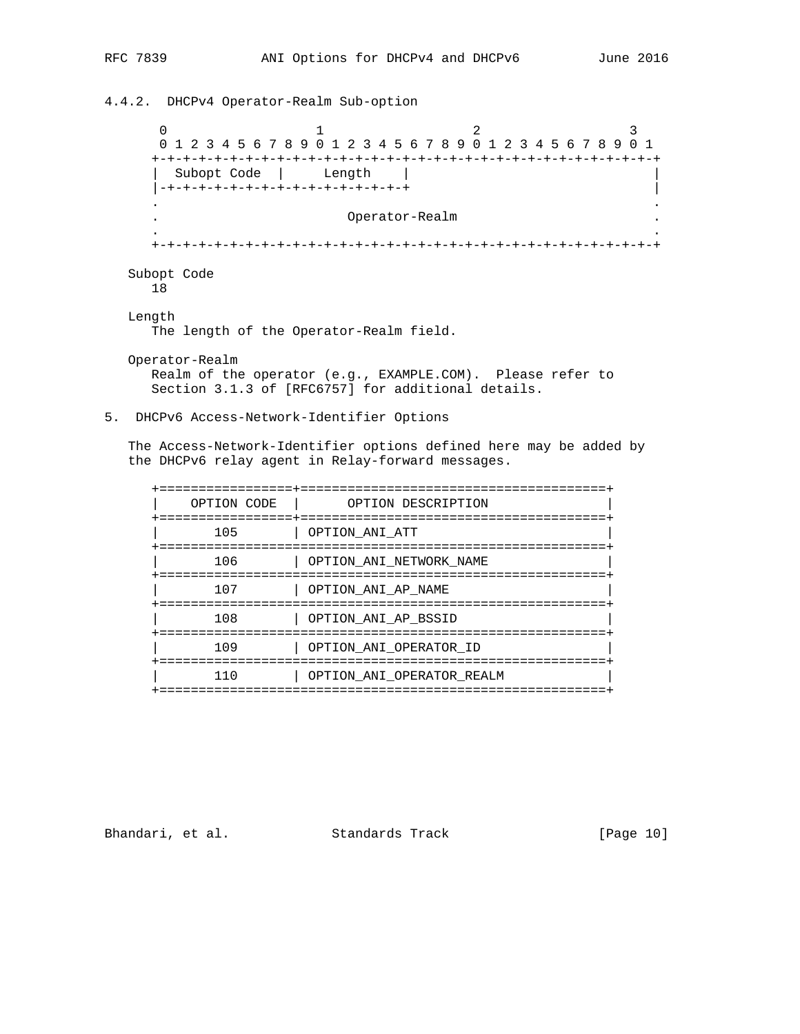#### 4.4.2. DHCPv4 Operator-Realm Sub-option

```
 0                   1                   2                   3
 0 1 2 3 4 5 6 7 8 9 0 1 2 3 4 5 6 7 8 9 0 1 2 3 4 5 6 7 8 9 0 1
+-+-+-+-+-+-+-+-+-+-+-+-+-+-+-+-+-+-+-+-+-+-+-+-+-+-+-+-+-+-+-+-+
|  Subopt Code  |     Length    |                               |
|-+-+-+-+-+-+-+-+-+-+-+-+-+-+-+-+                               |
.                                                               .
.                         Operator-Realm                        .
.                                                               .
+-+-+-+-+-+-+-+-+-+-+-+-+-+-+-+-+-+-+-+-+-+-+-+-+-+-+-+-+-+-+-+-+
```

Subopt Code
18

Length
The length of the Operator-Realm field.

Operator-Realm
Realm of the operator (e.g., EXAMPLE.COM). Please refer to Section 3.1.3 of [RFC6757] for additional details.

## 5. DHCPv6 Access-Network-Identifier Options

The Access-Network-Identifier options defined here may be added by the DHCPv6 relay agent in Relay-forward messages.

| OPTION CODE | OPTION DESCRIPTION |
| --- | --- |
| 105 | OPTION_ANI_ATT |
| 106 | OPTION_ANI_NETWORK_NAME |
| 107 | OPTION_ANI_AP_NAME |
| 108 | OPTION_ANI_AP_BSSID |
| 109 | OPTION_ANI_OPERATOR_ID |
| 110 | OPTION_ANI_OPERATOR_REALM |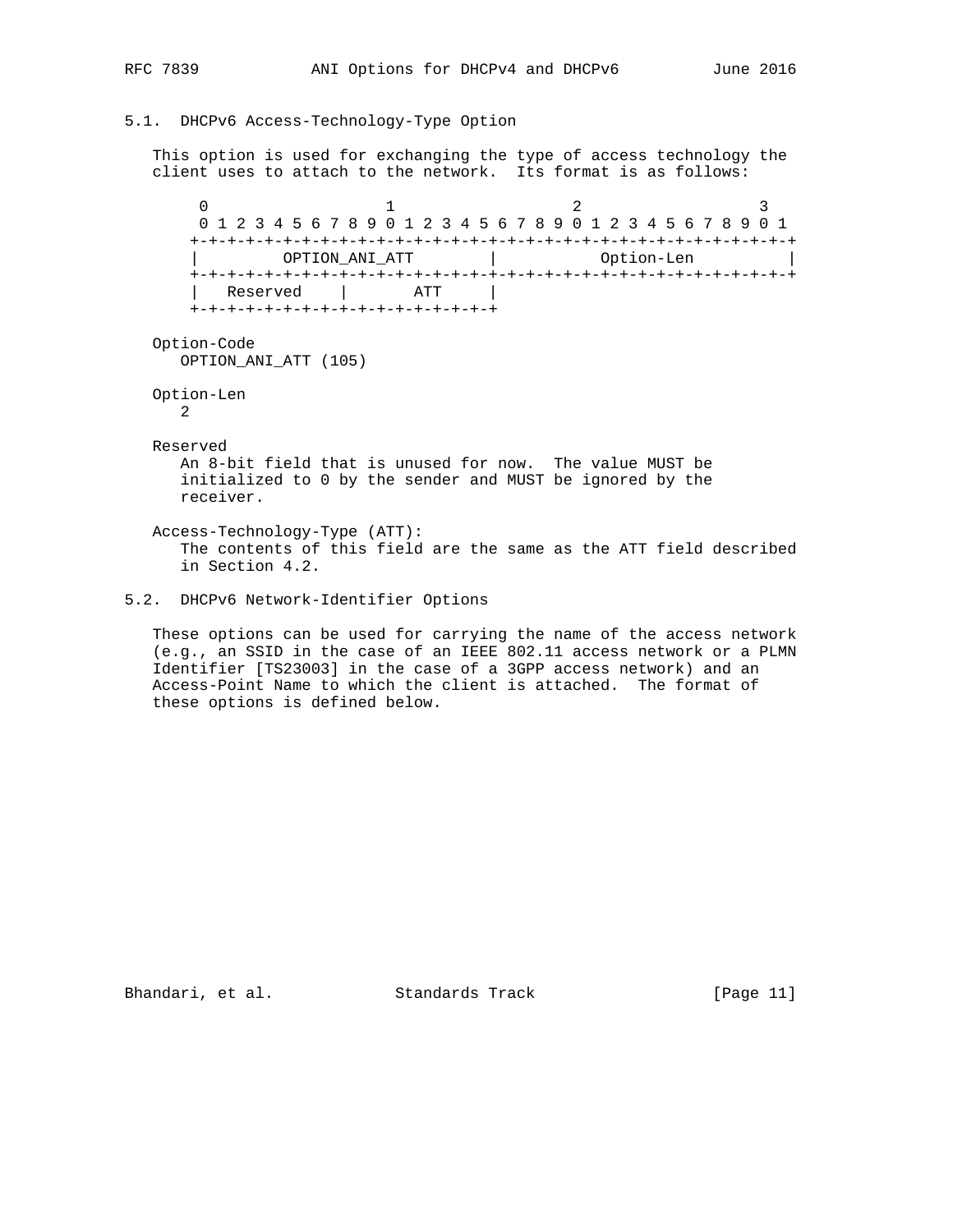### 5.1. DHCPv6 Access-Technology-Type Option

This option is used for exchanging the type of access technology the client uses to attach to the network. Its format is as follows:

```
 0                   1                   2                   3
 0 1 2 3 4 5 6 7 8 9 0 1 2 3 4 5 6 7 8 9 0 1 2 3 4 5 6 7 8 9 0 1
+-+-+-+-+-+-+-+-+-+-+-+-+-+-+-+-+-+-+-+-+-+-+-+-+-+-+-+-+-+-+-+-+
|         OPTION_ANI_ATT        |           Option-Len          |
+-+-+-+-+-+-+-+-+-+-+-+-+-+-+-+-+-+-+-+-+-+-+-+-+-+-+-+-+-+-+-+-+
|   Reserved    |      ATT      |
+-+-+-+-+-+-+-+-+-+-+-+-+-+-+-+-+
```

Option-Code
OPTION_ANI_ATT (105)

Option-Len
2

Reserved
An 8-bit field that is unused for now. The value MUST be initialized to 0 by the sender and MUST be ignored by the receiver.

Access-Technology-Type (ATT):
The contents of this field are the same as the ATT field described in Section 4.2.

### 5.2. DHCPv6 Network-Identifier Options

These options can be used for carrying the name of the access network (e.g., an SSID in the case of an IEEE 802.11 access network or a PLMN Identifier [TS23003] in the case of a 3GPP access network) and an Access-Point Name to which the client is attached. The format of these options is defined below.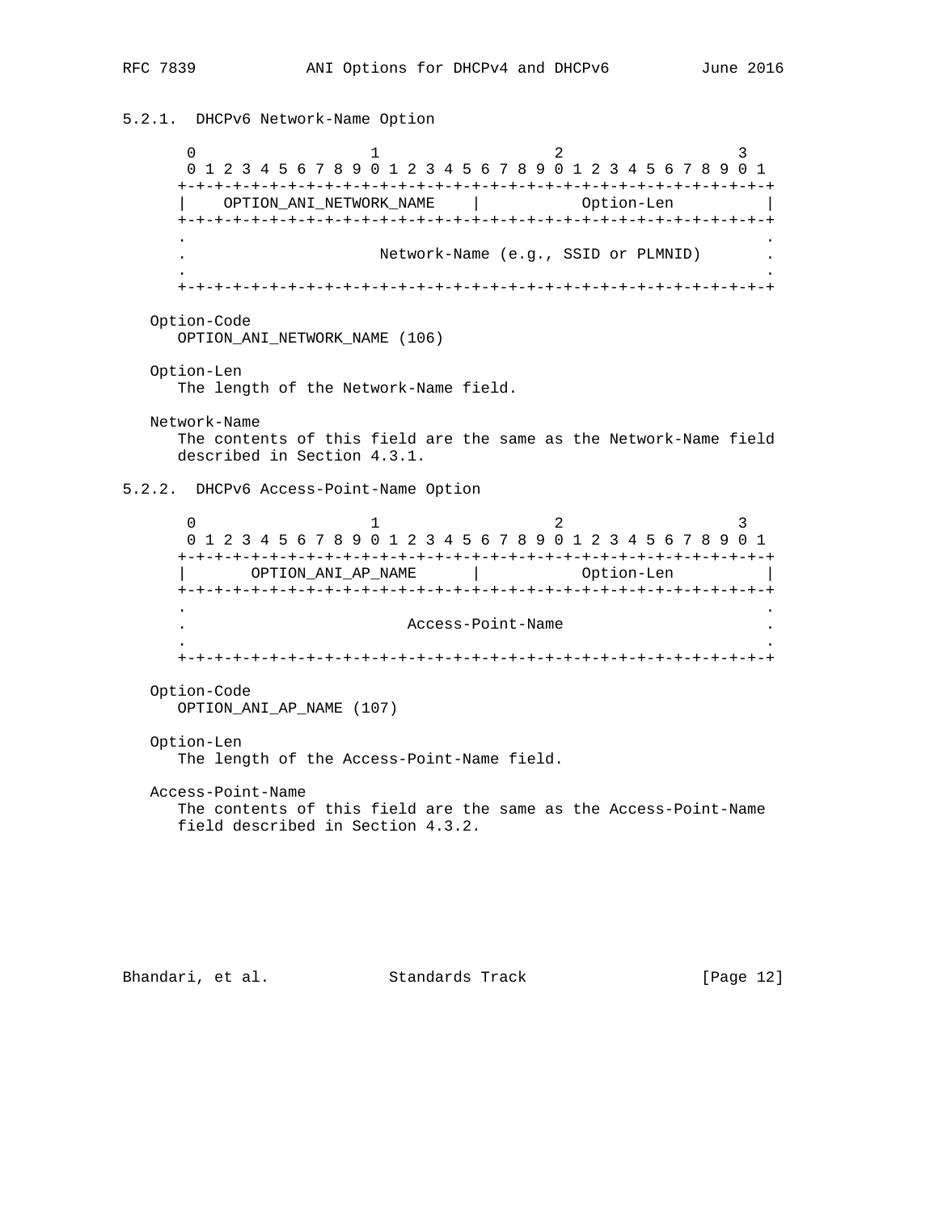### 5.2.1. DHCPv6 Network-Name Option

```
    0                   1                   2                   3
    0 1 2 3 4 5 6 7 8 9 0 1 2 3 4 5 6 7 8 9 0 1 2 3 4 5 6 7 8 9 0 1
   +-+-+-+-+-+-+-+-+-+-+-+-+-+-+-+-+-+-+-+-+-+-+-+-+-+-+-+-+-+-+-+-+
   |    OPTION_ANI_NETWORK_NAME    |           Option-Len          |
   +-+-+-+-+-+-+-+-+-+-+-+-+-+-+-+-+-+-+-+-+-+-+-+-+-+-+-+-+-+-+-+-+
   .                                                               .
   .                     Network-Name (e.g., SSID or PLMNID)       .
   .                                                               .
   +-+-+-+-+-+-+-+-+-+-+-+-+-+-+-+-+-+-+-+-+-+-+-+-+-+-+-+-+-+-+-+-+
```

Option-Code
   OPTION_ANI_NETWORK_NAME (106)

Option-Len
   The length of the Network-Name field.

Network-Name
   The contents of this field are the same as the Network-Name field described in Section 4.3.1.

### 5.2.2. DHCPv6 Access-Point-Name Option

```
    0                   1                   2                   3
    0 1 2 3 4 5 6 7 8 9 0 1 2 3 4 5 6 7 8 9 0 1 2 3 4 5 6 7 8 9 0 1
   +-+-+-+-+-+-+-+-+-+-+-+-+-+-+-+-+-+-+-+-+-+-+-+-+-+-+-+-+-+-+-+-+
   |       OPTION_ANI_AP_NAME      |           Option-Len          |
   +-+-+-+-+-+-+-+-+-+-+-+-+-+-+-+-+-+-+-+-+-+-+-+-+-+-+-+-+-+-+-+-+
   .                                                               .
   .                        Access-Point-Name                      .
   .                                                               .
   +-+-+-+-+-+-+-+-+-+-+-+-+-+-+-+-+-+-+-+-+-+-+-+-+-+-+-+-+-+-+-+-+
```

Option-Code
   OPTION_ANI_AP_NAME (107)

Option-Len
   The length of the Access-Point-Name field.

Access-Point-Name
   The contents of this field are the same as the Access-Point-Name field described in Section 4.3.2.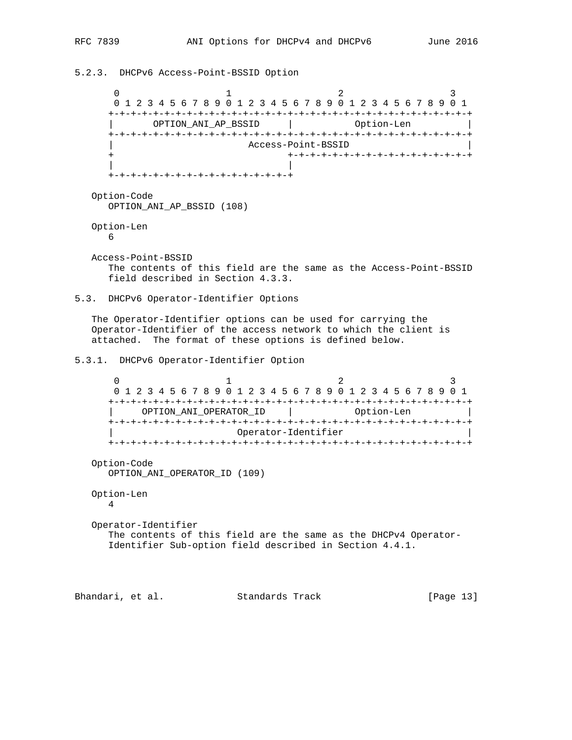### 5.2.3. DHCPv6 Access-Point-BSSID Option

```
 0                   1                   2                   3
 0 1 2 3 4 5 6 7 8 9 0 1 2 3 4 5 6 7 8 9 0 1 2 3 4 5 6 7 8 9 0 1
+-+-+-+-+-+-+-+-+-+-+-+-+-+-+-+-+-+-+-+-+-+-+-+-+-+-+-+-+-+-+-+-+
|       OPTION_ANI_AP_BSSID     |           Option-Len          |
+-+-+-+-+-+-+-+-+-+-+-+-+-+-+-+-+-+-+-+-+-+-+-+-+-+-+-+-+-+-+-+-+
|                        Access-Point-BSSID                     |
+                               +-+-+-+-+-+-+-+-+-+-+-+-+-+-+-+-+
|                               |
+-+-+-+-+-+-+-+-+-+-+-+-+-+-+-+-+
```

Option-Code
   OPTION_ANI_AP_BSSID (108)

Option-Len
   6

Access-Point-BSSID
   The contents of this field are the same as the Access-Point-BSSID field described in Section 4.3.3.

## 5.3. DHCPv6 Operator-Identifier Options

The Operator-Identifier options can be used for carrying the Operator-Identifier of the access network to which the client is attached. The format of these options is defined below.

### 5.3.1. DHCPv6 Operator-Identifier Option

```
 0                   1                   2                   3
 0 1 2 3 4 5 6 7 8 9 0 1 2 3 4 5 6 7 8 9 0 1 2 3 4 5 6 7 8 9 0 1
+-+-+-+-+-+-+-+-+-+-+-+-+-+-+-+-+-+-+-+-+-+-+-+-+-+-+-+-+-+-+-+-+
|     OPTION_ANI_OPERATOR_ID    |           Option-Len          |
+-+-+-+-+-+-+-+-+-+-+-+-+-+-+-+-+-+-+-+-+-+-+-+-+-+-+-+-+-+-+-+-+
|                      Operator-Identifier                      |
+-+-+-+-+-+-+-+-+-+-+-+-+-+-+-+-+-+-+-+-+-+-+-+-+-+-+-+-+-+-+-+-+
```

Option-Code
   OPTION_ANI_OPERATOR_ID (109)

Option-Len
   4

Operator-Identifier
   The contents of this field are the same as the DHCPv4 Operator-Identifier Sub-option field described in Section 4.4.1.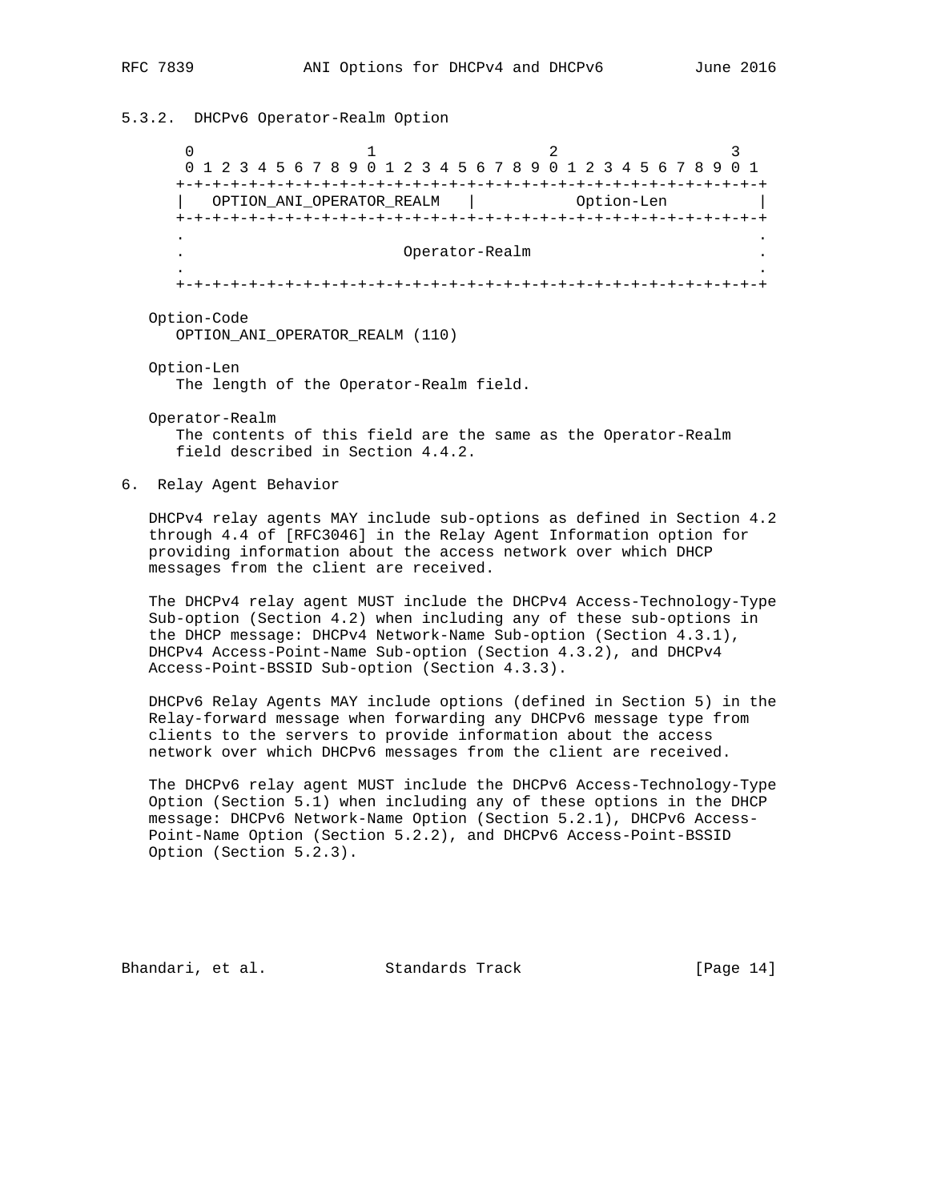### 5.3.2. DHCPv6 Operator-Realm Option

```
 0                   1                   2                   3
 0 1 2 3 4 5 6 7 8 9 0 1 2 3 4 5 6 7 8 9 0 1 2 3 4 5 6 7 8 9 0 1
+-+-+-+-+-+-+-+-+-+-+-+-+-+-+-+-+-+-+-+-+-+-+-+-+-+-+-+-+-+-+-+-+
|   OPTION_ANI_OPERATOR_REALM   |          Option-Len           |
+-+-+-+-+-+-+-+-+-+-+-+-+-+-+-+-+-+-+-+-+-+-+-+-+-+-+-+-+-+-+-+-+
.                                                               .
.                        Operator-Realm                         .
.                                                               .
+-+-+-+-+-+-+-+-+-+-+-+-+-+-+-+-+-+-+-+-+-+-+-+-+-+-+-+-+-+-+-+-+
```

Option-Code
OPTION_ANI_OPERATOR_REALM (110)

Option-Len
The length of the Operator-Realm field.

Operator-Realm
The contents of this field are the same as the Operator-Realm field described in Section 4.4.2.

## 6. Relay Agent Behavior

DHCPv4 relay agents MAY include sub-options as defined in Section 4.2 through 4.4 of [RFC3046] in the Relay Agent Information option for providing information about the access network over which DHCP messages from the client are received.

The DHCPv4 relay agent MUST include the DHCPv4 Access-Technology-Type Sub-option (Section 4.2) when including any of these sub-options in the DHCP message: DHCPv4 Network-Name Sub-option (Section 4.3.1), DHCPv4 Access-Point-Name Sub-option (Section 4.3.2), and DHCPv4 Access-Point-BSSID Sub-option (Section 4.3.3).

DHCPv6 Relay Agents MAY include options (defined in Section 5) in the Relay-forward message when forwarding any DHCPv6 message type from clients to the servers to provide information about the access network over which DHCPv6 messages from the client are received.

The DHCPv6 relay agent MUST include the DHCPv6 Access-Technology-Type Option (Section 5.1) when including any of these options in the DHCP message: DHCPv6 Network-Name Option (Section 5.2.1), DHCPv6 Access-Point-Name Option (Section 5.2.2), and DHCPv6 Access-Point-BSSID Option (Section 5.2.3).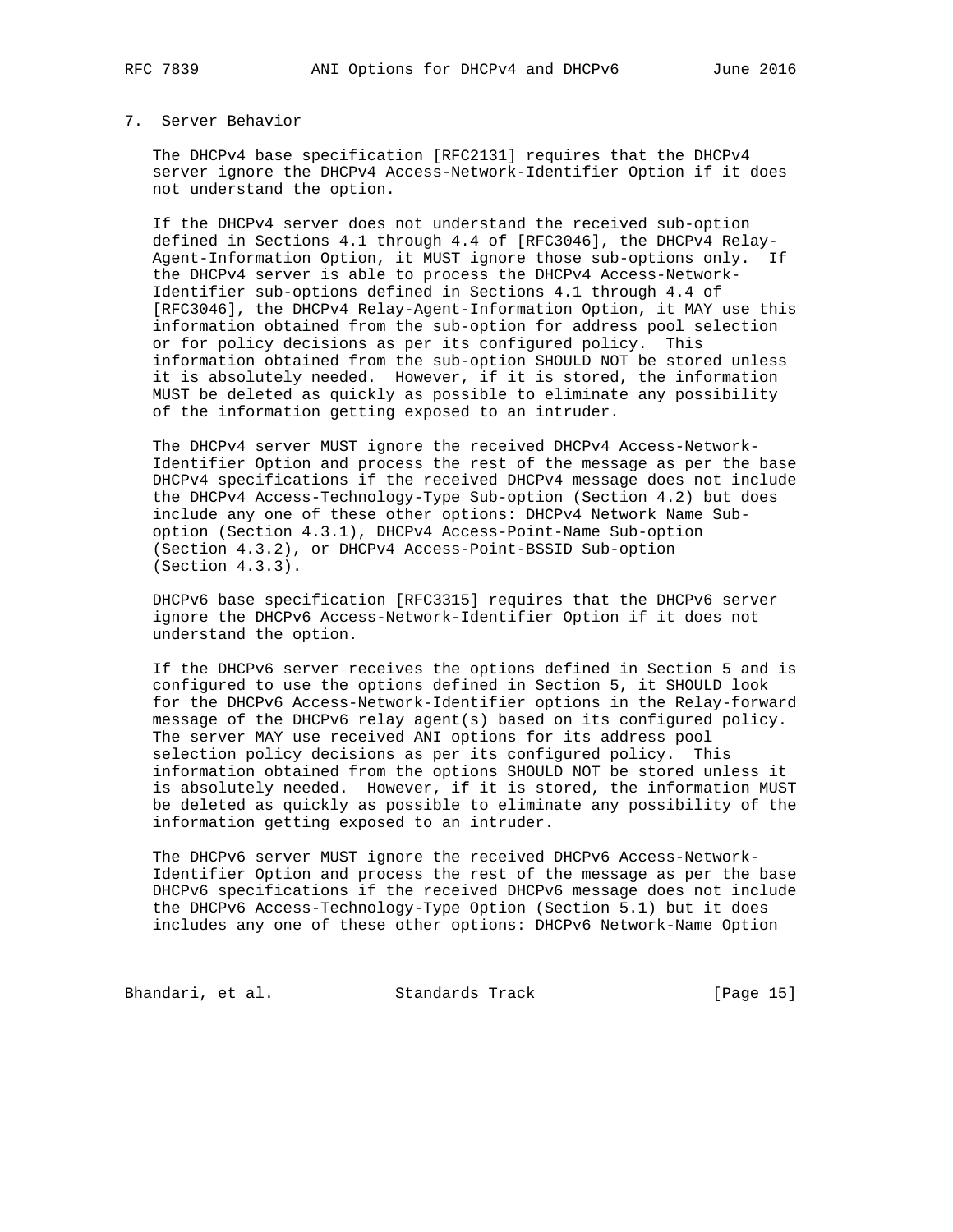## 7. Server Behavior

The DHCPv4 base specification [RFC2131] requires that the DHCPv4 server ignore the DHCPv4 Access-Network-Identifier Option if it does not understand the option.

If the DHCPv4 server does not understand the received sub-option defined in Sections 4.1 through 4.4 of [RFC3046], the DHCPv4 Relay-Agent-Information Option, it MUST ignore those sub-options only. If the DHCPv4 server is able to process the DHCPv4 Access-Network-Identifier sub-options defined in Sections 4.1 through 4.4 of [RFC3046], the DHCPv4 Relay-Agent-Information Option, it MAY use this information obtained from the sub-option for address pool selection or for policy decisions as per its configured policy. This information obtained from the sub-option SHOULD NOT be stored unless it is absolutely needed. However, if it is stored, the information MUST be deleted as quickly as possible to eliminate any possibility of the information getting exposed to an intruder.

The DHCPv4 server MUST ignore the received DHCPv4 Access-Network-Identifier Option and process the rest of the message as per the base DHCPv4 specifications if the received DHCPv4 message does not include the DHCPv4 Access-Technology-Type Sub-option (Section 4.2) but does include any one of these other options: DHCPv4 Network Name Sub-option (Section 4.3.1), DHCPv4 Access-Point-Name Sub-option (Section 4.3.2), or DHCPv4 Access-Point-BSSID Sub-option (Section 4.3.3).

DHCPv6 base specification [RFC3315] requires that the DHCPv6 server ignore the DHCPv6 Access-Network-Identifier Option if it does not understand the option.

If the DHCPv6 server receives the options defined in Section 5 and is configured to use the options defined in Section 5, it SHOULD look for the DHCPv6 Access-Network-Identifier options in the Relay-forward message of the DHCPv6 relay agent(s) based on its configured policy. The server MAY use received ANI options for its address pool selection policy decisions as per its configured policy. This information obtained from the options SHOULD NOT be stored unless it is absolutely needed. However, if it is stored, the information MUST be deleted as quickly as possible to eliminate any possibility of the information getting exposed to an intruder.

The DHCPv6 server MUST ignore the received DHCPv6 Access-Network-Identifier Option and process the rest of the message as per the base DHCPv6 specifications if the received DHCPv6 message does not include the DHCPv6 Access-Technology-Type Option (Section 5.1) but it does includes any one of these other options: DHCPv6 Network-Name Option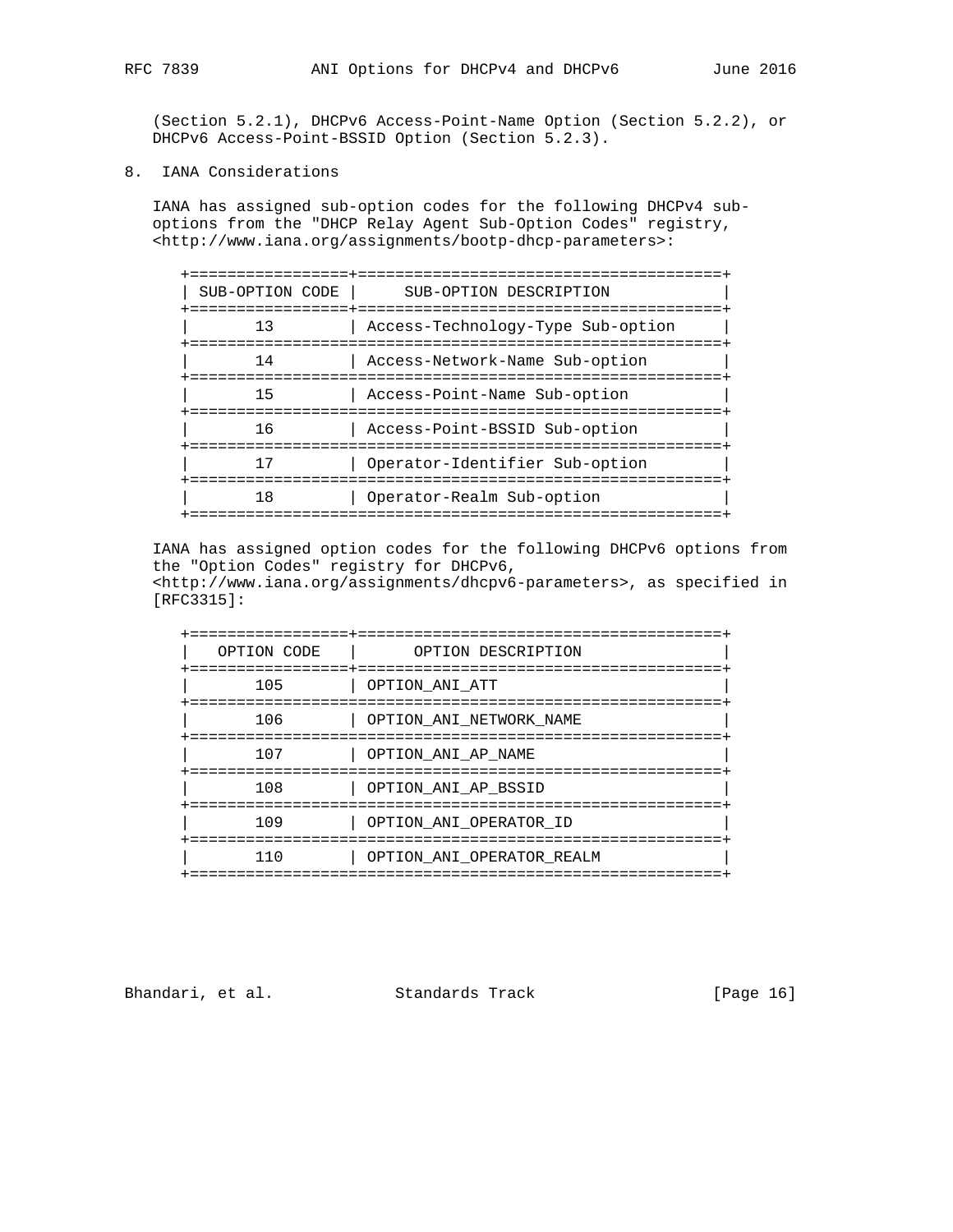(Section 5.2.1), DHCPv6 Access-Point-Name Option (Section 5.2.2), or DHCPv6 Access-Point-BSSID Option (Section 5.2.3).

## 8. IANA Considerations

IANA has assigned sub-option codes for the following DHCPv4 sub-options from the "DHCP Relay Agent Sub-Option Codes" registry, <http://www.iana.org/assignments/bootp-dhcp-parameters>:

| SUB-OPTION CODE | SUB-OPTION DESCRIPTION |
|---|---|
| 13 | Access-Technology-Type Sub-option |
| 14 | Access-Network-Name Sub-option |
| 15 | Access-Point-Name Sub-option |
| 16 | Access-Point-BSSID Sub-option |
| 17 | Operator-Identifier Sub-option |
| 18 | Operator-Realm Sub-option |

IANA has assigned option codes for the following DHCPv6 options from the "Option Codes" registry for DHCPv6, <http://www.iana.org/assignments/dhcpv6-parameters>, as specified in [RFC3315]:

| OPTION CODE | OPTION DESCRIPTION |
|---|---|
| 105 | OPTION_ANI_ATT |
| 106 | OPTION_ANI_NETWORK_NAME |
| 107 | OPTION_ANI_AP_NAME |
| 108 | OPTION_ANI_AP_BSSID |
| 109 | OPTION_ANI_OPERATOR_ID |
| 110 | OPTION_ANI_OPERATOR_REALM |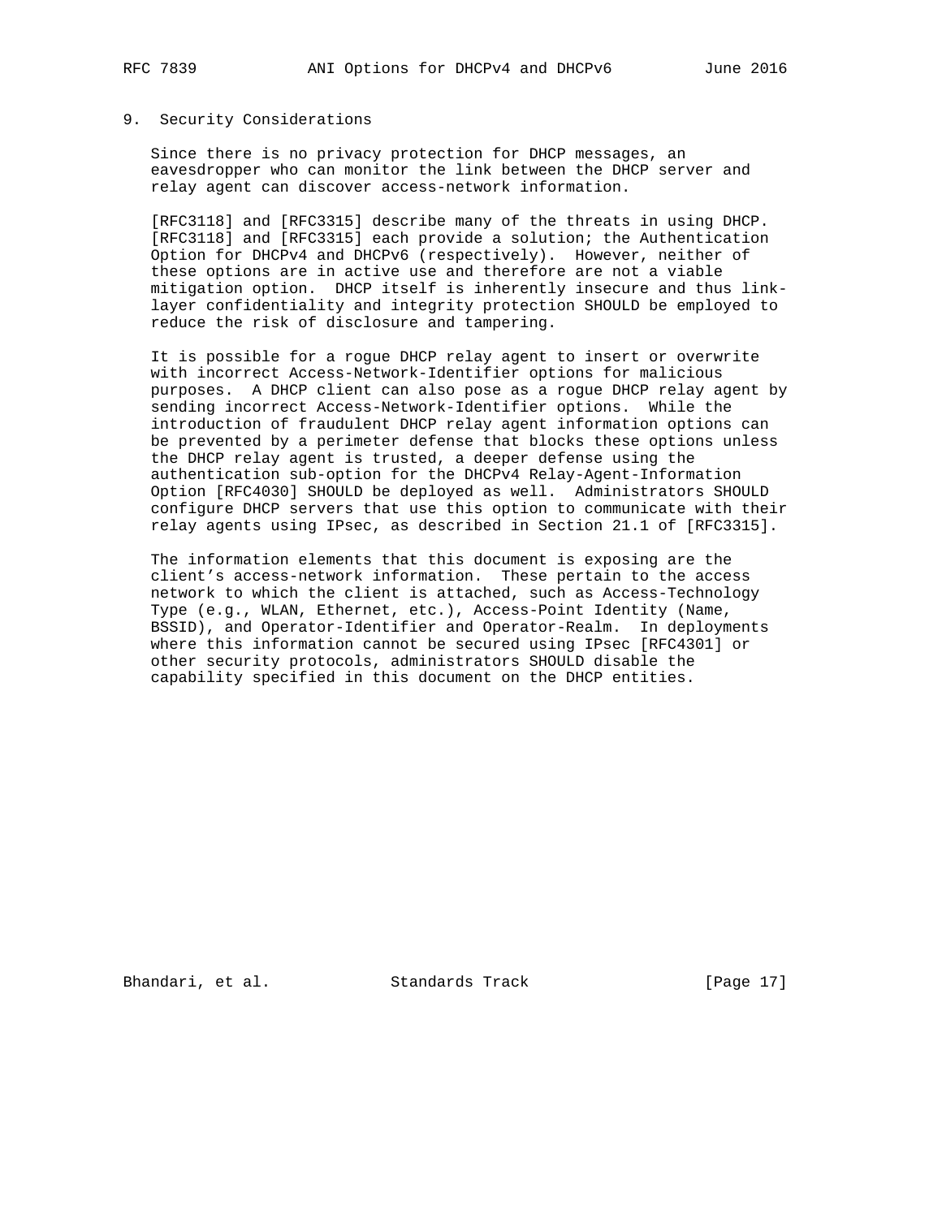## 9. Security Considerations

Since there is no privacy protection for DHCP messages, an eavesdropper who can monitor the link between the DHCP server and relay agent can discover access-network information.

[RFC3118] and [RFC3315] describe many of the threats in using DHCP. [RFC3118] and [RFC3315] each provide a solution; the Authentication Option for DHCPv4 and DHCPv6 (respectively). However, neither of these options are in active use and therefore are not a viable mitigation option. DHCP itself is inherently insecure and thus link-layer confidentiality and integrity protection SHOULD be employed to reduce the risk of disclosure and tampering.

It is possible for a rogue DHCP relay agent to insert or overwrite with incorrect Access-Network-Identifier options for malicious purposes. A DHCP client can also pose as a rogue DHCP relay agent by sending incorrect Access-Network-Identifier options. While the introduction of fraudulent DHCP relay agent information options can be prevented by a perimeter defense that blocks these options unless the DHCP relay agent is trusted, a deeper defense using the authentication sub-option for the DHCPv4 Relay-Agent-Information Option [RFC4030] SHOULD be deployed as well. Administrators SHOULD configure DHCP servers that use this option to communicate with their relay agents using IPsec, as described in Section 21.1 of [RFC3315].

The information elements that this document is exposing are the client's access-network information. These pertain to the access network to which the client is attached, such as Access-Technology Type (e.g., WLAN, Ethernet, etc.), Access-Point Identity (Name, BSSID), and Operator-Identifier and Operator-Realm. In deployments where this information cannot be secured using IPsec [RFC4301] or other security protocols, administrators SHOULD disable the capability specified in this document on the DHCP entities.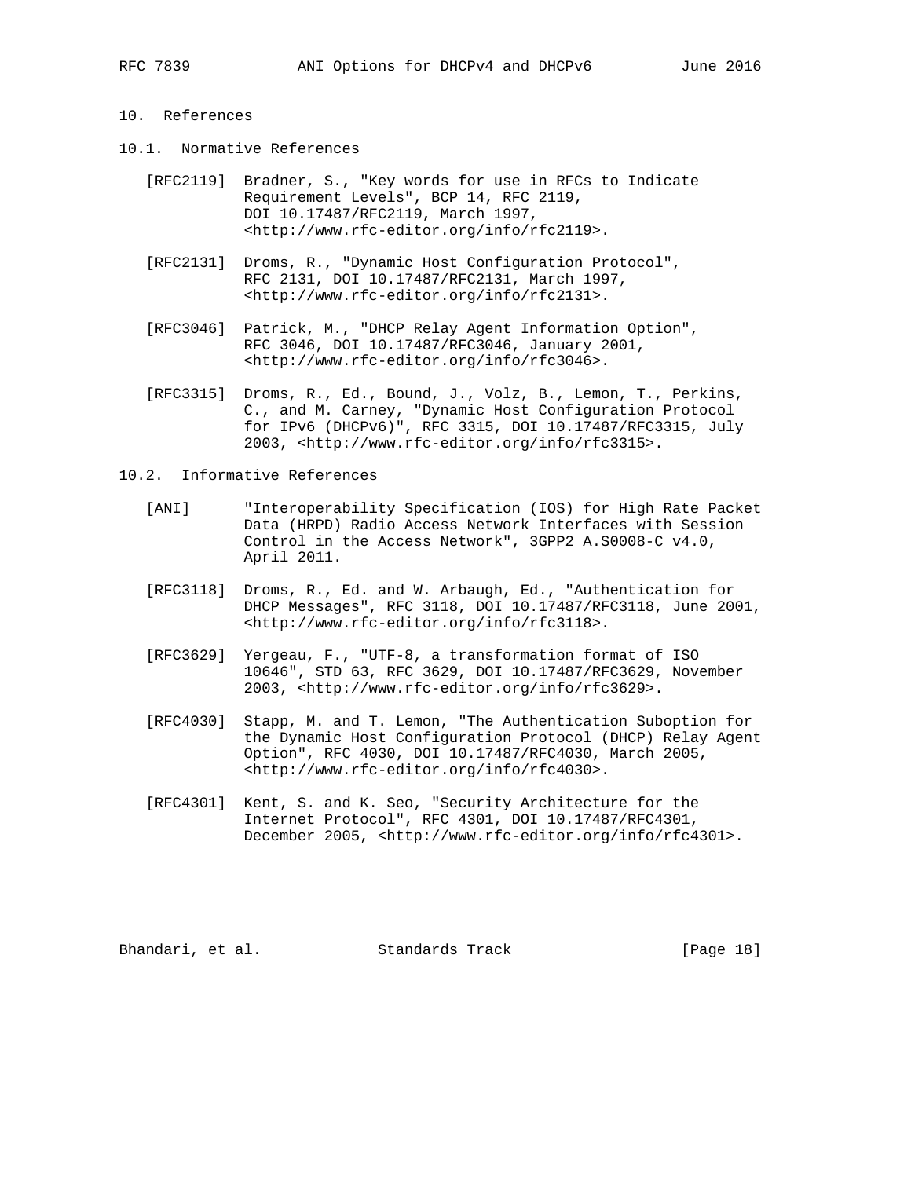## 10. References

### 10.1. Normative References

[RFC2119] Bradner, S., "Key words for use in RFCs to Indicate Requirement Levels", BCP 14, RFC 2119, DOI 10.17487/RFC2119, March 1997, <http://www.rfc-editor.org/info/rfc2119>.

[RFC2131] Droms, R., "Dynamic Host Configuration Protocol", RFC 2131, DOI 10.17487/RFC2131, March 1997, <http://www.rfc-editor.org/info/rfc2131>.

[RFC3046] Patrick, M., "DHCP Relay Agent Information Option", RFC 3046, DOI 10.17487/RFC3046, January 2001, <http://www.rfc-editor.org/info/rfc3046>.

[RFC3315] Droms, R., Ed., Bound, J., Volz, B., Lemon, T., Perkins, C., and M. Carney, "Dynamic Host Configuration Protocol for IPv6 (DHCPv6)", RFC 3315, DOI 10.17487/RFC3315, July 2003, <http://www.rfc-editor.org/info/rfc3315>.

### 10.2. Informative References

[ANI] "Interoperability Specification (IOS) for High Rate Packet Data (HRPD) Radio Access Network Interfaces with Session Control in the Access Network", 3GPP2 A.S0008-C v4.0, April 2011.

[RFC3118] Droms, R., Ed. and W. Arbaugh, Ed., "Authentication for DHCP Messages", RFC 3118, DOI 10.17487/RFC3118, June 2001, <http://www.rfc-editor.org/info/rfc3118>.

[RFC3629] Yergeau, F., "UTF-8, a transformation format of ISO 10646", STD 63, RFC 3629, DOI 10.17487/RFC3629, November 2003, <http://www.rfc-editor.org/info/rfc3629>.

[RFC4030] Stapp, M. and T. Lemon, "The Authentication Suboption for the Dynamic Host Configuration Protocol (DHCP) Relay Agent Option", RFC 4030, DOI 10.17487/RFC4030, March 2005, <http://www.rfc-editor.org/info/rfc4030>.

[RFC4301] Kent, S. and K. Seo, "Security Architecture for the Internet Protocol", RFC 4301, DOI 10.17487/RFC4301, December 2005, <http://www.rfc-editor.org/info/rfc4301>.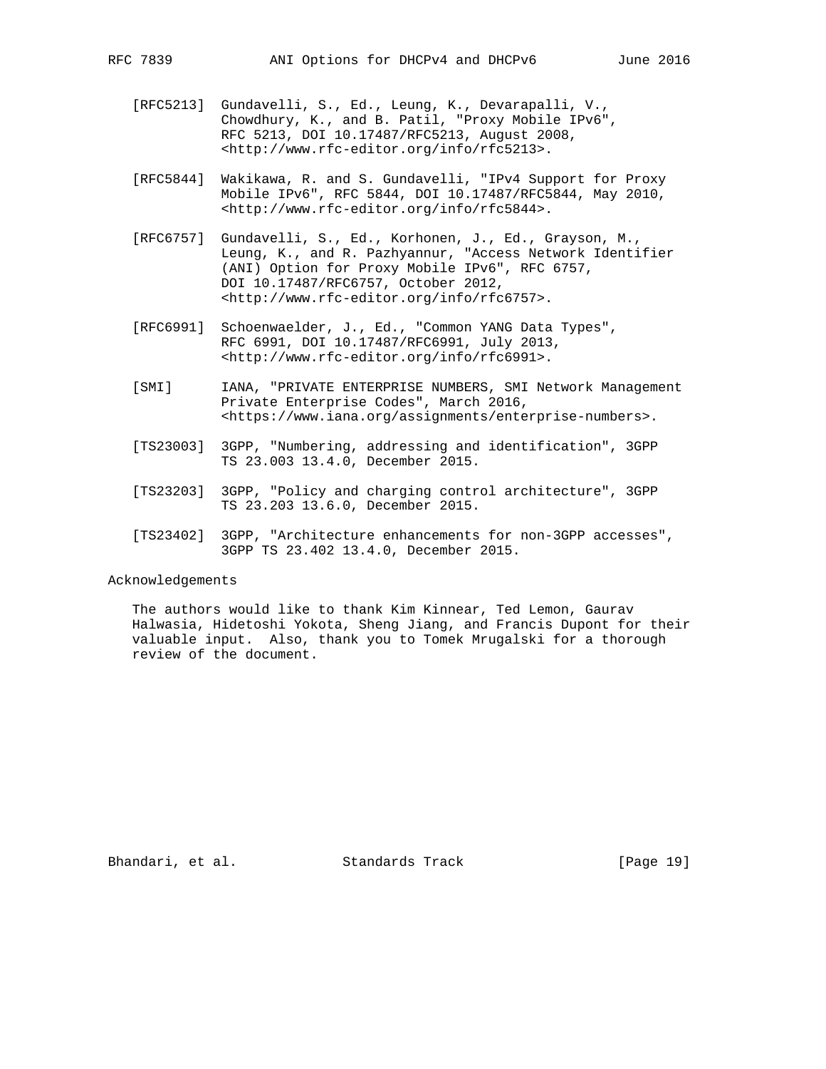[RFC5213] Gundavelli, S., Ed., Leung, K., Devarapalli, V., Chowdhury, K., and B. Patil, "Proxy Mobile IPv6", RFC 5213, DOI 10.17487/RFC5213, August 2008, <http://www.rfc-editor.org/info/rfc5213>.

[RFC5844] Wakikawa, R. and S. Gundavelli, "IPv4 Support for Proxy Mobile IPv6", RFC 5844, DOI 10.17487/RFC5844, May 2010, <http://www.rfc-editor.org/info/rfc5844>.

[RFC6757] Gundavelli, S., Ed., Korhonen, J., Ed., Grayson, M., Leung, K., and R. Pazhyannur, "Access Network Identifier (ANI) Option for Proxy Mobile IPv6", RFC 6757, DOI 10.17487/RFC6757, October 2012, <http://www.rfc-editor.org/info/rfc6757>.

[RFC6991] Schoenwaelder, J., Ed., "Common YANG Data Types", RFC 6991, DOI 10.17487/RFC6991, July 2013, <http://www.rfc-editor.org/info/rfc6991>.

[SMI] IANA, "PRIVATE ENTERPRISE NUMBERS, SMI Network Management Private Enterprise Codes", March 2016, <https://www.iana.org/assignments/enterprise-numbers>.

[TS23003] 3GPP, "Numbering, addressing and identification", 3GPP TS 23.003 13.4.0, December 2015.

[TS23203] 3GPP, "Policy and charging control architecture", 3GPP TS 23.203 13.6.0, December 2015.

[TS23402] 3GPP, "Architecture enhancements for non-3GPP accesses", 3GPP TS 23.402 13.4.0, December 2015.

# Acknowledgements

The authors would like to thank Kim Kinnear, Ted Lemon, Gaurav Halwasia, Hidetoshi Yokota, Sheng Jiang, and Francis Dupont for their valuable input. Also, thank you to Tomek Mrugalski for a thorough review of the document.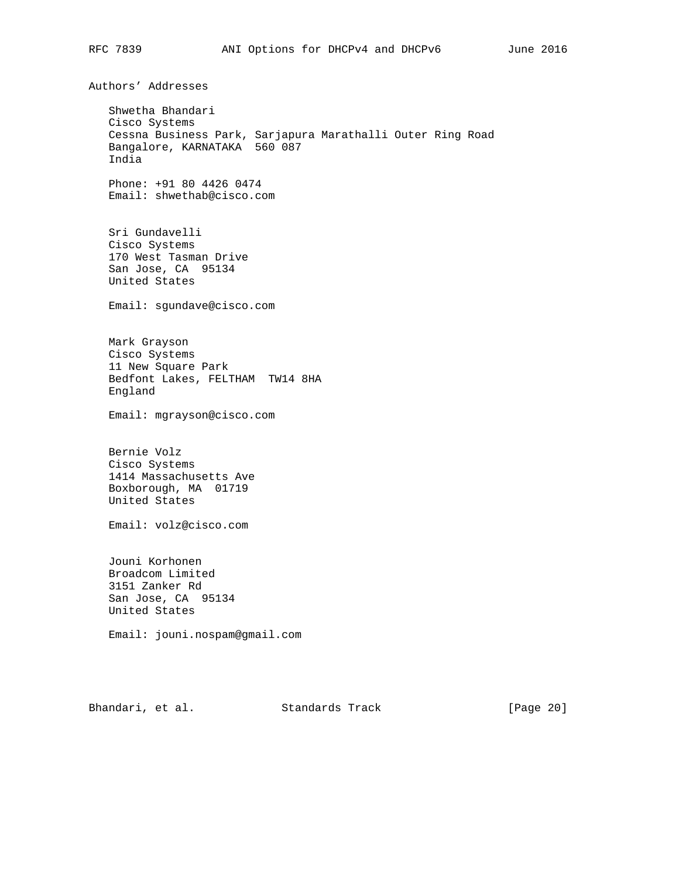## Authors' Addresses

Shwetha Bhandari
Cisco Systems
Cessna Business Park, Sarjapura Marathalli Outer Ring Road
Bangalore, KARNATAKA  560 087
India

Phone: +91 80 4426 0474
Email: shwethab@cisco.com

Sri Gundavelli
Cisco Systems
170 West Tasman Drive
San Jose, CA  95134
United States

Email: sgundave@cisco.com

Mark Grayson
Cisco Systems
11 New Square Park
Bedfont Lakes, FELTHAM  TW14 8HA
England

Email: mgrayson@cisco.com

Bernie Volz
Cisco Systems
1414 Massachusetts Ave
Boxborough, MA  01719
United States

Email: volz@cisco.com

Jouni Korhonen
Broadcom Limited
3151 Zanker Rd
San Jose, CA  95134
United States

Email: jouni.nospam@gmail.com